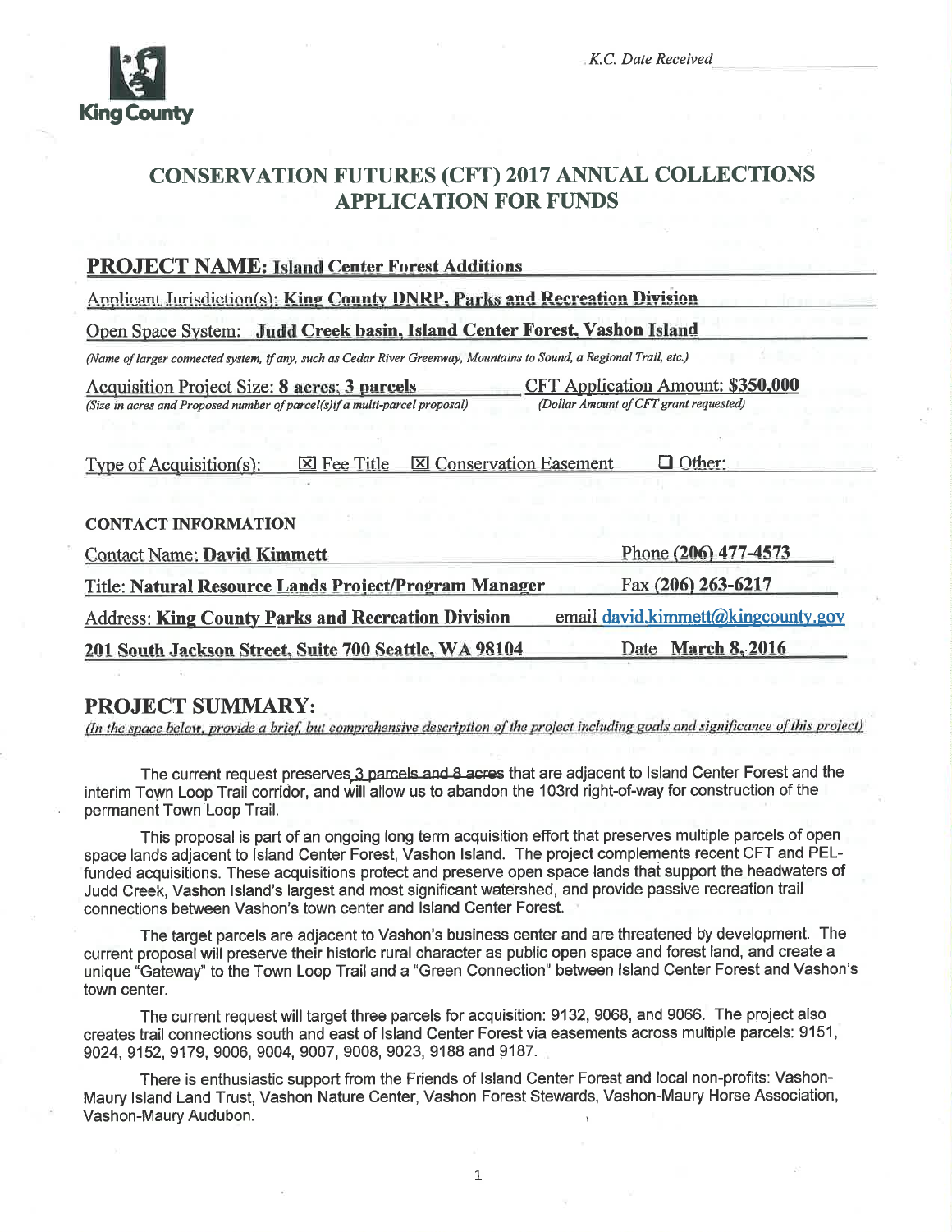King County

*K.C. Date Received* ____________

# CONSERVATION FUTURES (CFT) 2017 ANNUAL COLLECTIONS APPLICATION FOR FUNDS

## PROJECT NAME: Island Center Forest Additions

Applicant Jurisdiction(s): **King County DNRP, Parks and Recreation Division**

Open Space System: **Judd Creek basin, Island Center Forest, Vashon Island**

*(Name of larger connected system, if any, such as Cedar River Greenway, Mountains to Sound, a Regional Trail, etc.)*

Acquisition Project Size: **8 acres; 3 parcels**
*(Size in acres and Proposed number of parcel(s) if a multi-parcel proposal)*

CFT Application Amount: **$350,000**
*(Dollar Amount of CFT grant requested)*

Type of Acquisition(s): ☒ Fee Title ☒ Conservation Easement ☐ Other:

**CONTACT INFORMATION**

Contact Name: **David Kimmett**

Phone **(206) 477-4573**

Title: **Natural Resource Lands Project/Program Manager**

Fax **(206) 263-6217**

Address: **King County Parks and Recreation Division**

email david.kimmett@kingcounty.gov

**201 South Jackson Street, Suite 700 Seattle, WA 98104**

Date **March 8, 2016**

## PROJECT SUMMARY:

*(In the space below, provide a brief, but comprehensive description of the project including goals and significance of this project)*

The current request preserves 3 parcels and 8 acres that are adjacent to Island Center Forest and the interim Town Loop Trail corridor, and will allow us to abandon the 103rd right-of-way for construction of the permanent Town Loop Trail.

This proposal is part of an ongoing long term acquisition effort that preserves multiple parcels of open space lands adjacent to Island Center Forest, Vashon Island. The project complements recent CFT and PEL-funded acquisitions. These acquisitions protect and preserve open space lands that support the headwaters of Judd Creek, Vashon Island's largest and most significant watershed, and provide passive recreation trail connections between Vashon's town center and Island Center Forest.

The target parcels are adjacent to Vashon's business center and are threatened by development. The current proposal will preserve their historic rural character as public open space and forest land, and create a unique "Gateway" to the Town Loop Trail and a "Green Connection" between Island Center Forest and Vashon's town center.

The current request will target three parcels for acquisition: 9132, 9068, and 9066. The project also creates trail connections south and east of Island Center Forest via easements across multiple parcels: 9151, 9024, 9152, 9179, 9006, 9004, 9007, 9008, 9023, 9188 and 9187.

There is enthusiastic support from the Friends of Island Center Forest and local non-profits: Vashon-Maury Island Land Trust, Vashon Nature Center, Vashon Forest Stewards, Vashon-Maury Horse Association, Vashon-Maury Audubon.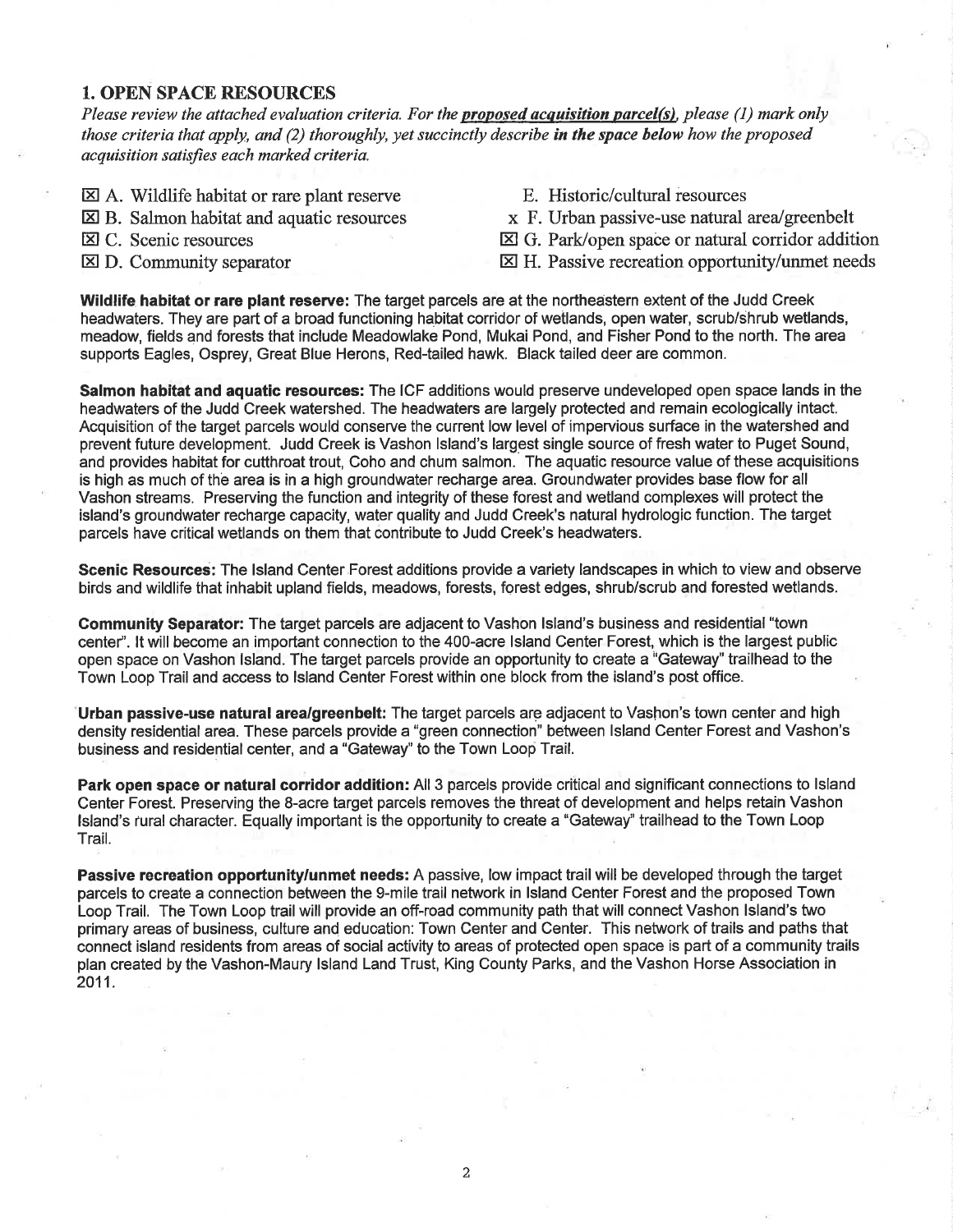## 1. OPEN SPACE RESOURCES

*Please review the attached evaluation criteria. For the* ***proposed acquisition parcel(s)****, please (1) mark only those criteria that apply, and (2) thoroughly, yet succinctly describe* ***in the space below*** *how the proposed acquisition satisfies each marked criteria.*

- ☒ A. Wildlife habitat or rare plant reserve
- ☒ B. Salmon habitat and aquatic resources
- ☒ C. Scenic resources
- ☒ D. Community separator
- E. Historic/cultural resources
- x F. Urban passive-use natural area/greenbelt
- ☒ G. Park/open space or natural corridor addition
- ☒ H. Passive recreation opportunity/unmet needs

**Wildlife habitat or rare plant reserve:** The target parcels are at the northeastern extent of the Judd Creek headwaters. They are part of a broad functioning habitat corridor of wetlands, open water, scrub/shrub wetlands, meadow, fields and forests that include Meadowlake Pond, Mukai Pond, and Fisher Pond to the north. The area supports Eagles, Osprey, Great Blue Herons, Red-tailed hawk. Black tailed deer are common.

**Salmon habitat and aquatic resources:** The ICF additions would preserve undeveloped open space lands in the headwaters of the Judd Creek watershed. The headwaters are largely protected and remain ecologically intact. Acquisition of the target parcels would conserve the current low level of impervious surface in the watershed and prevent future development. Judd Creek is Vashon Island's largest single source of fresh water to Puget Sound, and provides habitat for cutthroat trout, Coho and chum salmon. The aquatic resource value of these acquisitions is high as much of the area is in a high groundwater recharge area. Groundwater provides base flow for all Vashon streams. Preserving the function and integrity of these forest and wetland complexes will protect the island's groundwater recharge capacity, water quality and Judd Creek's natural hydrologic function. The target parcels have critical wetlands on them that contribute to Judd Creek's headwaters.

**Scenic Resources:** The Island Center Forest additions provide a variety landscapes in which to view and observe birds and wildlife that inhabit upland fields, meadows, forests, forest edges, shrub/scrub and forested wetlands.

**Community Separator:** The target parcels are adjacent to Vashon Island's business and residential "town center". It will become an important connection to the 400-acre Island Center Forest, which is the largest public open space on Vashon Island. The target parcels provide an opportunity to create a "Gateway" trailhead to the Town Loop Trail and access to Island Center Forest within one block from the island's post office.

**Urban passive-use natural area/greenbelt:** The target parcels are adjacent to Vashon's town center and high density residential area. These parcels provide a "green connection" between Island Center Forest and Vashon's business and residential center, and a "Gateway" to the Town Loop Trail.

**Park open space or natural corridor addition:** All 3 parcels provide critical and significant connections to Island Center Forest. Preserving the 8-acre target parcels removes the threat of development and helps retain Vashon Island's rural character. Equally important is the opportunity to create a "Gateway" trailhead to the Town Loop Trail.

**Passive recreation opportunity/unmet needs:** A passive, low impact trail will be developed through the target parcels to create a connection between the 9-mile trail network in Island Center Forest and the proposed Town Loop Trail. The Town Loop trail will provide an off-road community path that will connect Vashon Island's two primary areas of business, culture and education: Town Center and Center. This network of trails and paths that connect island residents from areas of social activity to areas of protected open space is part of a community trails plan created by the Vashon-Maury Island Land Trust, King County Parks, and the Vashon Horse Association in 2011.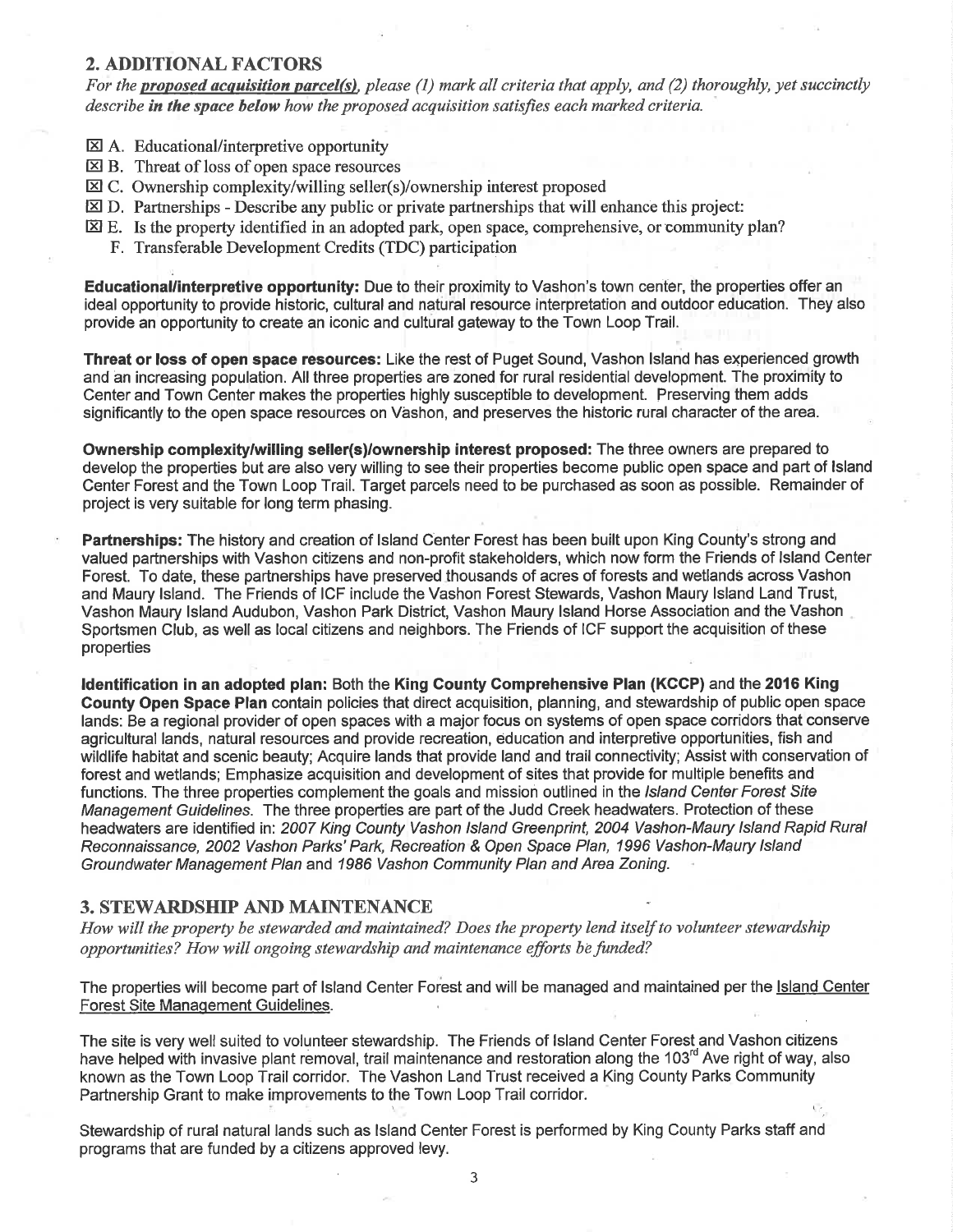## 2. ADDITIONAL FACTORS

*For the* ***proposed acquisition parcel(s)****, please (1) mark all criteria that apply, and (2) thoroughly, yet succinctly describe* ***in the space below*** *how the proposed acquisition satisfies each marked criteria.*

- ☒ A. Educational/interpretive opportunity
- ☒ B. Threat of loss of open space resources
- ☒ C. Ownership complexity/willing seller(s)/ownership interest proposed
- ☒ D. Partnerships - Describe any public or private partnerships that will enhance this project:
- ☒ E. Is the property identified in an adopted park, open space, comprehensive, or community plan?
- F. Transferable Development Credits (TDC) participation

**Educational/interpretive opportunity:** Due to their proximity to Vashon's town center, the properties offer an ideal opportunity to provide historic, cultural and natural resource interpretation and outdoor education. They also provide an opportunity to create an iconic and cultural gateway to the Town Loop Trail.

**Threat or loss of open space resources:** Like the rest of Puget Sound, Vashon Island has experienced growth and an increasing population. All three properties are zoned for rural residential development. The proximity to Center and Town Center makes the properties highly susceptible to development. Preserving them adds significantly to the open space resources on Vashon, and preserves the historic rural character of the area.

**Ownership complexity/willing seller(s)/ownership interest proposed:** The three owners are prepared to develop the properties but are also very willing to see their properties become public open space and part of Island Center Forest and the Town Loop Trail. Target parcels need to be purchased as soon as possible. Remainder of project is very suitable for long term phasing.

**Partnerships:** The history and creation of Island Center Forest has been built upon King County's strong and valued partnerships with Vashon citizens and non-profit stakeholders, which now form the Friends of Island Center Forest. To date, these partnerships have preserved thousands of acres of forests and wetlands across Vashon and Maury Island. The Friends of ICF include the Vashon Forest Stewards, Vashon Maury Island Land Trust, Vashon Maury Island Audubon, Vashon Park District, Vashon Maury Island Horse Association and the Vashon Sportsmen Club, as well as local citizens and neighbors. The Friends of ICF support the acquisition of these properties

**Identification in an adopted plan:** Both the **King County Comprehensive Plan (KCCP)** and the **2016 King County Open Space Plan** contain policies that direct acquisition, planning, and stewardship of public open space lands: Be a regional provider of open spaces with a major focus on systems of open space corridors that conserve agricultural lands, natural resources and provide recreation, education and interpretive opportunities, fish and wildlife habitat and scenic beauty; Acquire lands that provide land and trail connectivity; Assist with conservation of forest and wetlands; Emphasize acquisition and development of sites that provide for multiple benefits and functions. The three properties complement the goals and mission outlined in the *Island Center Forest Site Management Guidelines*. The three properties are part of the Judd Creek headwaters. Protection of these headwaters are identified in: *2007 King County Vashon Island Greenprint, 2004 Vashon-Maury Island Rapid Rural Reconnaissance, 2002 Vashon Parks' Park, Recreation & Open Space Plan, 1996 Vashon-Maury Island Groundwater Management Plan* and *1986 Vashon Community Plan and Area Zoning.*

## 3. STEWARDSHIP AND MAINTENANCE

*How will the property be stewarded and maintained? Does the property lend itself to volunteer stewardship opportunities? How will ongoing stewardship and maintenance efforts be funded?*

The properties will become part of Island Center Forest and will be managed and maintained per the Island Center Forest Site Management Guidelines.

The site is very well suited to volunteer stewardship. The Friends of Island Center Forest and Vashon citizens have helped with invasive plant removal, trail maintenance and restoration along the 103rd Ave right of way, also known as the Town Loop Trail corridor. The Vashon Land Trust received a King County Parks Community Partnership Grant to make improvements to the Town Loop Trail corridor.

Stewardship of rural natural lands such as Island Center Forest is performed by King County Parks staff and programs that are funded by a citizens approved levy.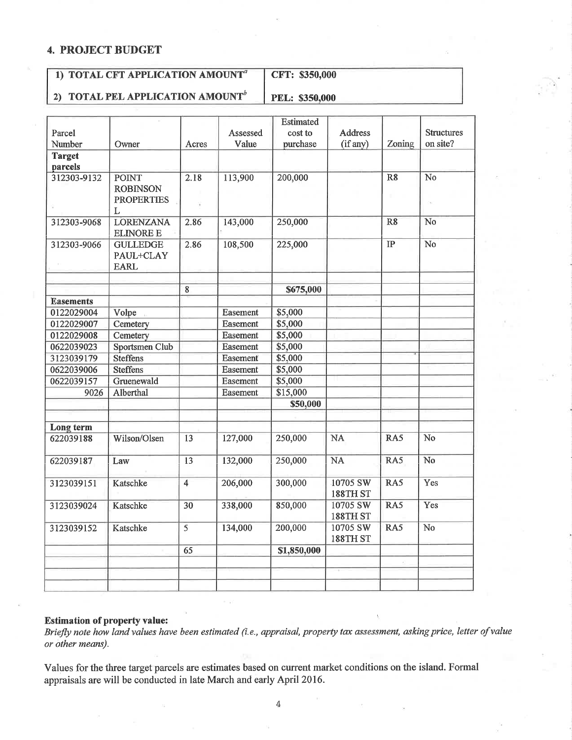## 4. PROJECT BUDGET

| 1) TOTAL CFT APPLICATION AMOUNT[a] | CFT: $350,000 |
|---|---|
| 2) TOTAL PEL APPLICATION AMOUNT[b] | PEL: $350,000 |

| Parcel Number | Owner | Acres | Assessed Value | Estimated cost to purchase | Address (if any) | Zoning | Structures on site? |
|---|---|---|---|---|---|---|---|
| **Target parcels** | | | | | | | |
| 312303-9132 | POINT ROBINSON PROPERTIES L | 2.18 | 113,900 | 200,000 | | R8 | No |
| 312303-9068 | LORENZANA ELINORE E | 2.86 | 143,000 | 250,000 | | R8 | No |
| 312303-9066 | GULLEDGE PAUL+CLAY EARL | 2.86 | 108,500 | 225,000 | | IP | No |
| | | | | | | | |
| | | 8 | | **$675,000** | | | |
| **Easements** | | | | | | | |
| 0122029004 | Volpe | | Easement | $5,000 | | | |
| 0122029007 | Cemetery | | Easement | $5,000 | | | |
| 0122029008 | Cemetery | | Easement | $5,000 | | | |
| 0622039023 | Sportsmen Club | | Easement | $5,000 | | | |
| 3123039179 | Steffens | | Easement | $5,000 | | | |
| 0622039006 | Steffens | | Easement | $5,000 | | | |
| 0622039157 | Gruenewald | | Easement | $5,000 | | | |
| 9026 | Alberthal | | Easement | $15,000 | | | |
| | | | | **$50,000** | | | |
| | | | | | | | |
| **Long term** | | | | | | | |
| 622039188 | Wilson/Olsen | 13 | 127,000 | 250,000 | NA | RA5 | No |
| 622039187 | Law | 13 | 132,000 | 250,000 | NA | RA5 | No |
| 3123039151 | Katschke | 4 | 206,000 | 300,000 | 10705 SW 188TH ST | RA5 | Yes |
| 3123039024 | Katschke | 30 | 338,000 | 850,000 | 10705 SW 188TH ST | RA5 | Yes |
| 3123039152 | Katschke | 5 | 134,000 | 200,000 | 10705 SW 188TH ST | RA5 | No |
| | | 65 | | **$1,850,000** | | | |
| | | | | | | | |
| | | | | | | | |
| | | | | | | | |

**Estimation of property value:**

*Briefly note how land values have been estimated (i.e., appraisal, property tax assessment, asking price, letter of value or other means).*

Values for the three target parcels are estimates based on current market conditions on the island. Formal appraisals are will be conducted in late March and early April 2016.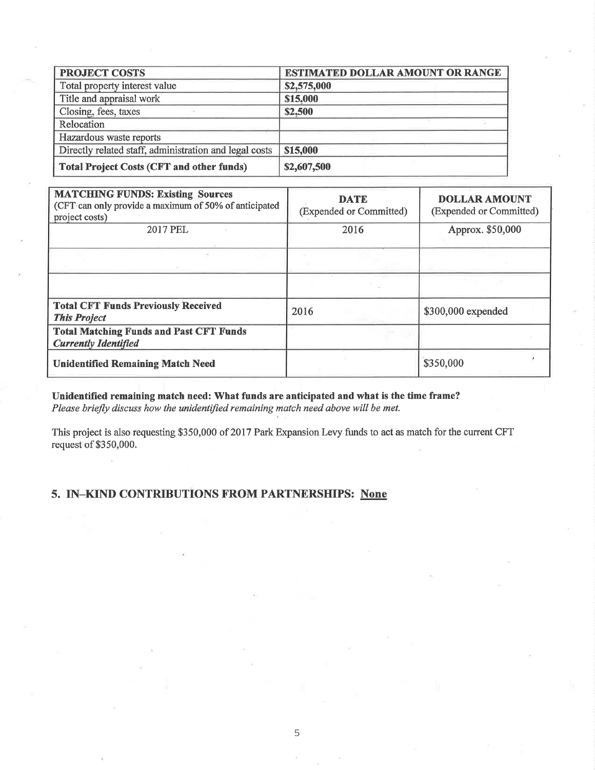| PROJECT COSTS | ESTIMATED DOLLAR AMOUNT OR RANGE |
|---|---|
| Total property interest value | **$2,575,000** |
| Title and appraisal work | **$15,000** |
| Closing, fees, taxes | **$2,500** |
| Relocation | |
| Hazardous waste reports | |
| Directly related staff, administration and legal costs | **$15,000** |
| **Total Project Costs (CFT and other funds)** | **$2,607,500** |

| **MATCHING FUNDS: Existing Sources** (CFT can only provide a maximum of 50% of anticipated project costs) | **DATE** (Expended or Committed) | **DOLLAR AMOUNT** (Expended or Committed) |
|---|---|---|
| 2017 PEL | 2016 | Approx. $50,000 |
| | | |
| | | |
| **Total CFT Funds Previously Received** ***This Project*** | 2016 | $300,000 expended |
| **Total Matching Funds and Past CFT Funds** ***Currently Identified*** | | |
| **Unidentified Remaining Match Need** | | $350,000 |

**Unidentified remaining match need: What funds are anticipated and what is the time frame?**
*Please briefly discuss how the unidentified remaining match need above will be met.*

This project is also requesting $350,000 of 2017 Park Expansion Levy funds to act as match for the current CFT request of $350,000.

## 5. IN–KIND CONTRIBUTIONS FROM PARTNERSHIPS: None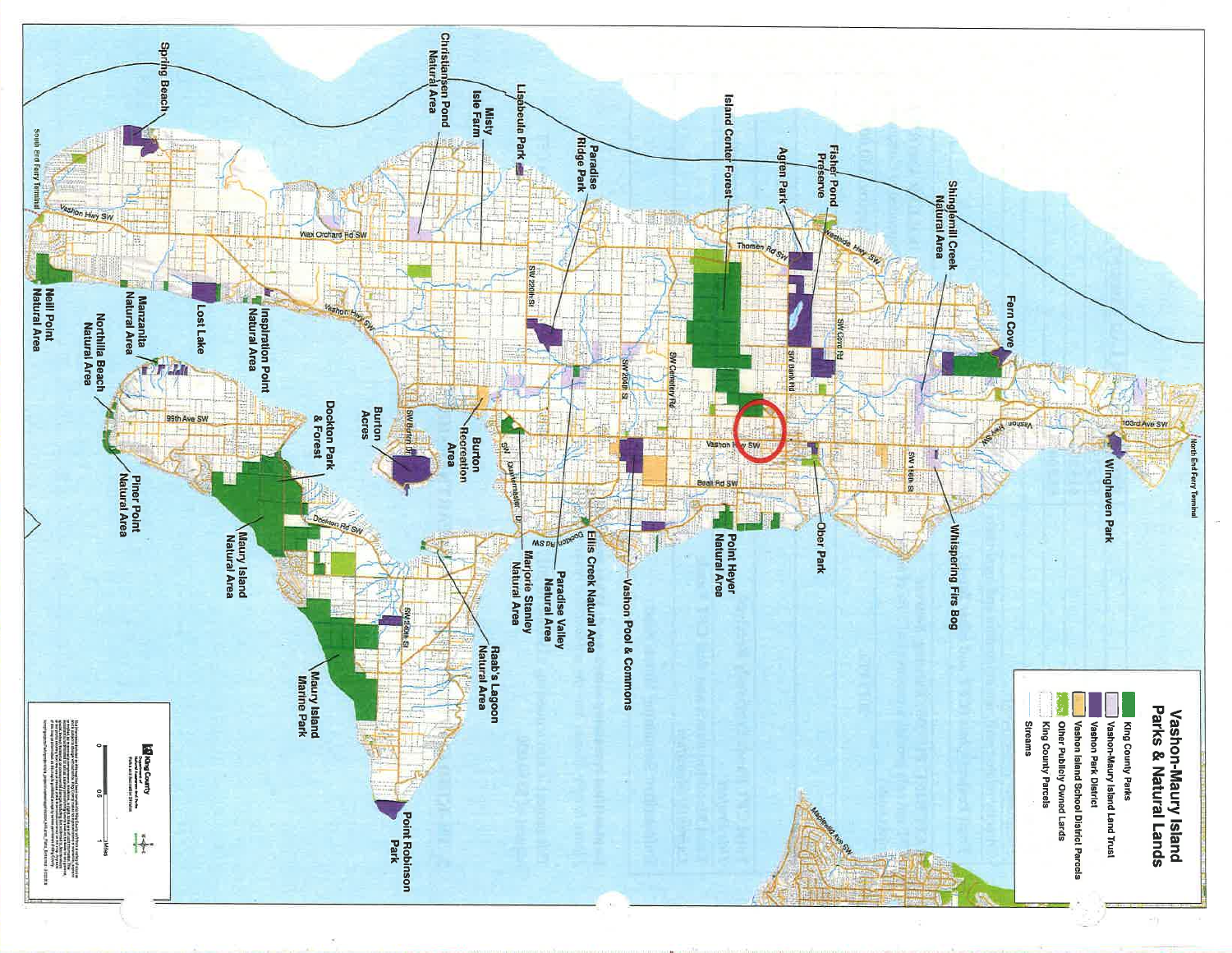# Vashon-Maury Island Parks & Natural Lands

- King County Parks
- Vashon-Maury Island Land Trust
- Vashon Park District
- Vashon Island School District Parcels
- Other Publicly Owned Lands
- King County Parcels
- Streams

Spring Beach

Christiansen Pond Natural Area

Misty Isle Farm

Lisabeula Park

Paradise Ridge Park

Island Center Forest

Agren Park

Fisher Pond Preserve

Shinglemill Creek Natural Area

Fern Cove

Wingehaven Park

Whispering Firs Bog

Ober Park

Point Heyer Natural Area

Vashon Pool & Commons

Ellis Creek Natural Area

Paradise Valley Natural Area

Marjorie Stanley Natural Area

Raab's Lagoon Natural Area

Point Robinson Park

Maury Island Marine Park

Maury Island Natural Area

Dockton Park & Forest

Burton Acres

Burton Recreation Area

Inspiration Point Natural Area

Lost Lake

Manzanita Natural Area

Northilla Beach Natural Area

Piner Point Natural Area

Neill Point Natural Area

South End Ferry Terminal

North End Ferry Terminal

Vashon Hwy SW

Wax Orchard Rd SW

SW 220th St

SW 204th St

SW Cemetery Rd

Thorsen Rd SW

Westside Hwy SW

SW Cove Rd

SW Bank Rd

SW 156th St

103rd Ave SW

Bank Rd SW

SW Burton Dr

Quartermaster Dr

Dockton Rd SW

99th Ave SW

SW 240th St

Marine View Dr SW

King County

0 0.5 1 Miles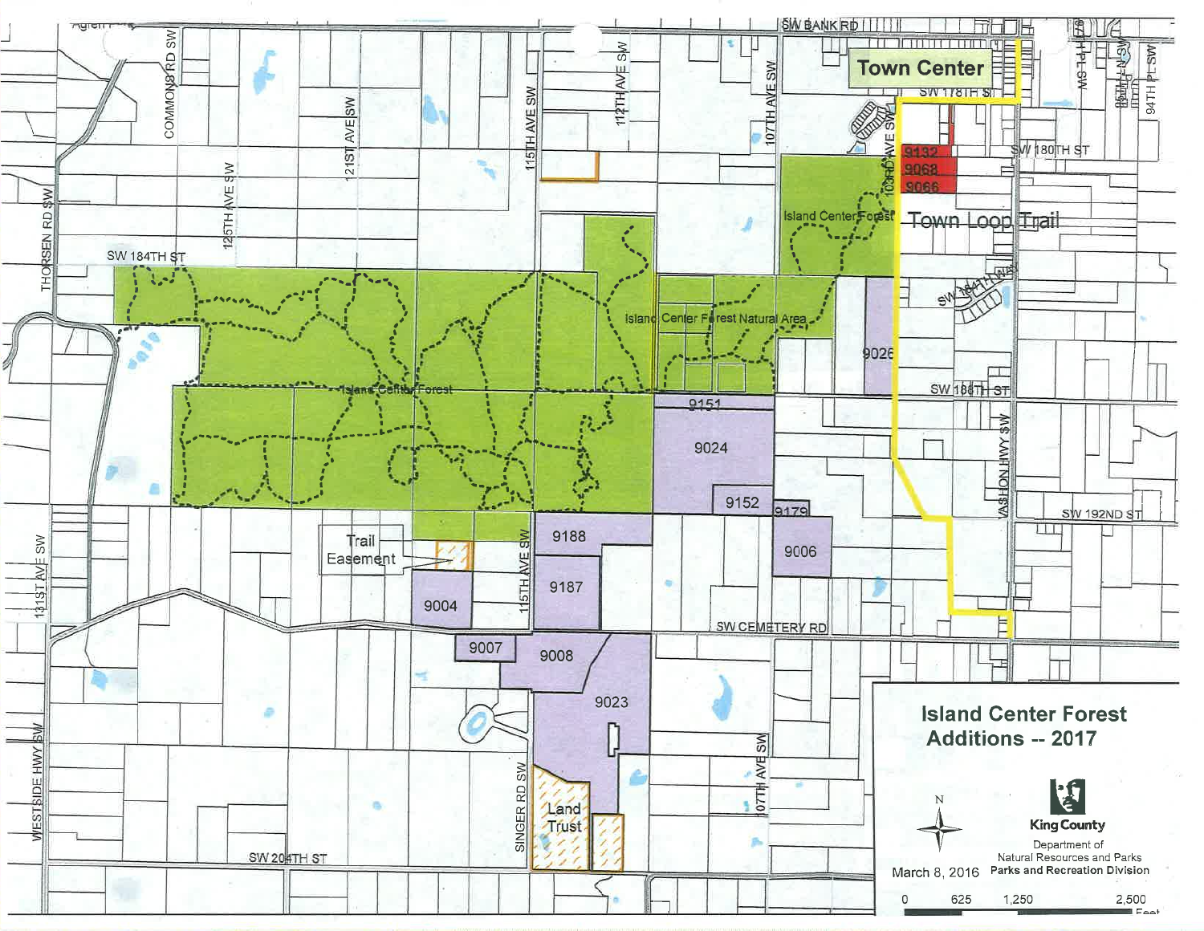# Island Center Forest Additions -- 2017

Town Center

Town Loop Trail

Island Center Forest

Island Center Forest Natural Area

Trail Easement

Land Trust

9132

9068

9066

9026

9151

9024

9152

9179

9006

9188

9187

9004

9007

9008

9023

SW BANK RD

SW 178TH ST

SW 180TH ST

SW 184TH ST

SW 188TH ST

SW 192ND ST

SW CEMETERY RD

SW 204TH ST

COMMONS RD SW

125TH AVE SW

121ST AVE SW

115TH AVE SW

112TH AVE SW

107TH AVE SW

103RD AVE SW

THORSEN RD SW

131ST AVE SW

WESTSIDE HWY SW

SINGER RD SW

VASHON HWY SW

94TH PL SW

King County

Department of Natural Resources and Parks

Parks and Recreation Division

March 8, 2016

0 625 1,250 2,500 Feet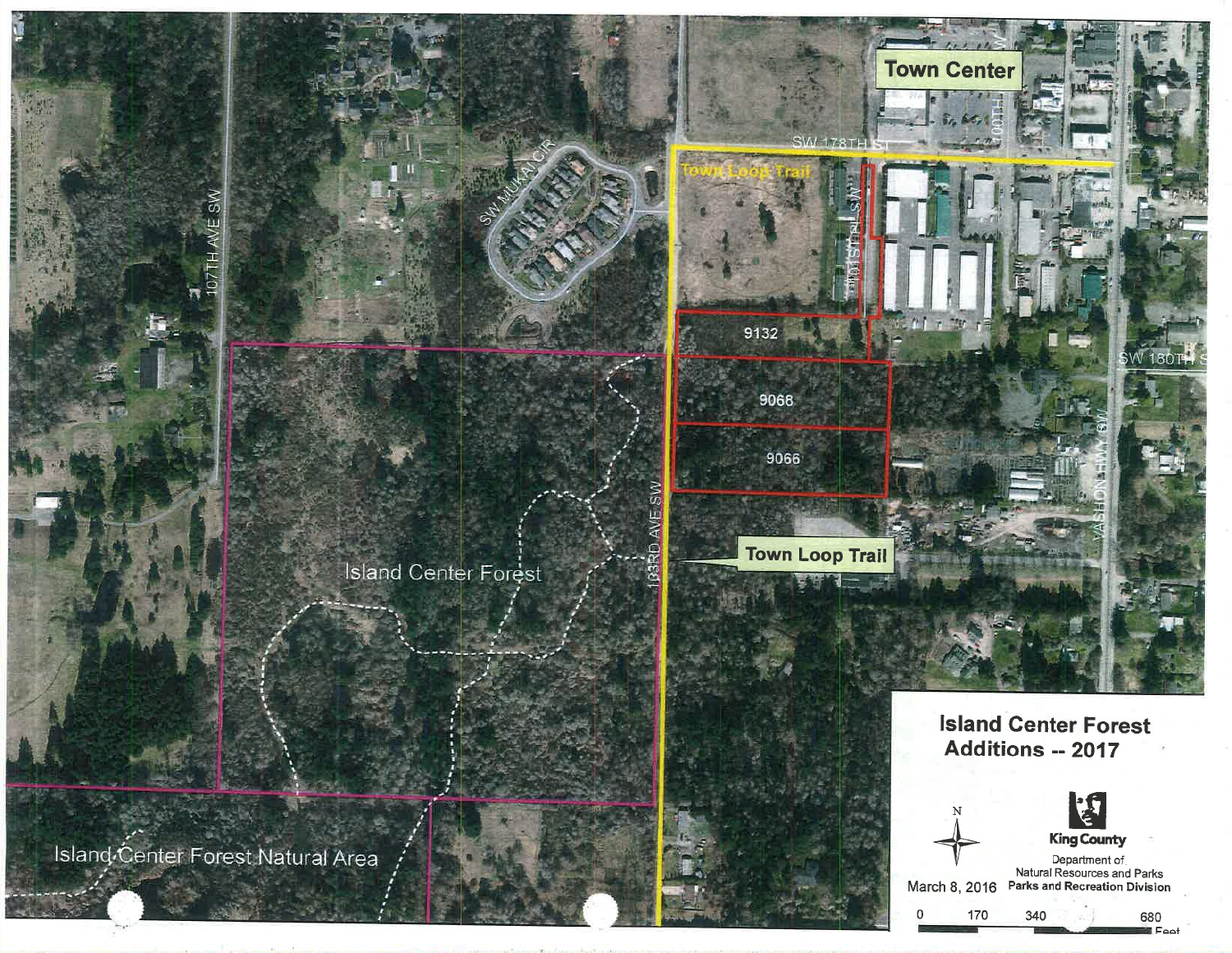Town Center

SW 178TH ST

Town Loop Trail

107TH AVE SW

SW MUKAI CIR

101ST PL SW

100TH

9132

9066

9066

SW 180TH ST

VASHON HWY SW

103RD AVE SW

Town Loop Trail

Island Center Forest

Island Center Forest Natural Area

## Island Center Forest Additions -- 2017

N

King County

Department of Natural Resources and Parks

Parks and Recreation Division

March 8, 2016

0 170 340 680 Feet